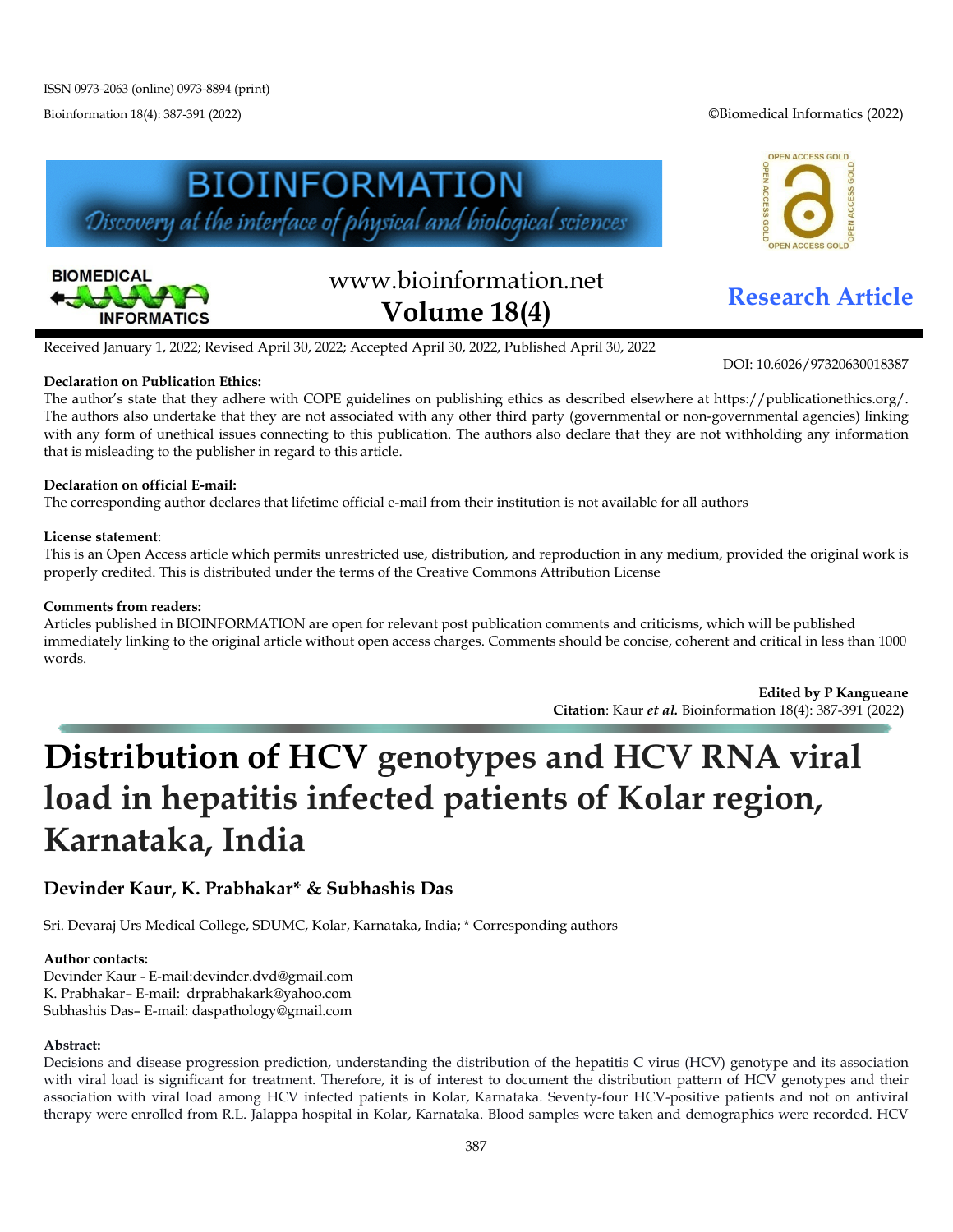Received January 1, 2022; Revised April 30, 2022; Accepted April 30, 2022, Published April 30, 2022

DOI: 10.6026/97320630018387

**Declaration on Publication Ethics:**
The author's state that they adhere with COPE guidelines on publishing ethics as described elsewhere at https://publicationethics.org/. The authors also undertake that they are not associated with any other third party (governmental or non-governmental agencies) linking with any form of unethical issues connecting to this publication. The authors also declare that they are not withholding any information that is misleading to the publisher in regard to this article.

**Declaration on official E-mail:**
The corresponding author declares that lifetime official e-mail from their institution is not available for all authors

**License statement**:
This is an Open Access article which permits unrestricted use, distribution, and reproduction in any medium, provided the original work is properly credited. This is distributed under the terms of the Creative Commons Attribution License

**Comments from readers:**
Articles published in BIOINFORMATION are open for relevant post publication comments and criticisms, which will be published immediately linking to the original article without open access charges. Comments should be concise, coherent and critical in less than 1000 words.

**Edited by P Kangueane**
**Citation**: Kaur *et al.* Bioinformation 18(4): 387-391 (2022)

# Distribution of HCV genotypes and HCV RNA viral load in hepatitis infected patients of Kolar region, Karnataka, India

## Devinder Kaur, K. Prabhakar* & Subhashis Das

Sri. Devaraj Urs Medical College, SDUMC, Kolar, Karnataka, India; * Corresponding authors

**Author contacts:**
Devinder Kaur - E-mail:devinder.dvd@gmail.com
K. Prabhakar– E-mail: drprabhakark@yahoo.com
Subhashis Das– E-mail: daspathology@gmail.com

**Abstract:**
Decisions and disease progression prediction, understanding the distribution of the hepatitis C virus (HCV) genotype and its association with viral load is significant for treatment. Therefore, it is of interest to document the distribution pattern of HCV genotypes and their association with viral load among HCV infected patients in Kolar, Karnataka. Seventy-four HCV-positive patients and not on antiviral therapy were enrolled from R.L. Jalappa hospital in Kolar, Karnataka. Blood samples were taken and demographics were recorded. HCV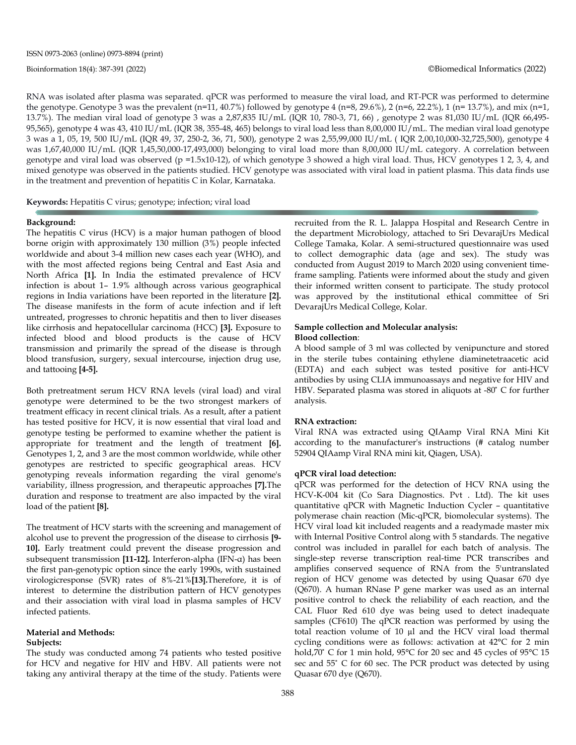RNA was isolated after plasma was separated. qPCR was performed to measure the viral load, and RT-PCR was performed to determine the genotype. Genotype 3 was the prevalent (n=11, 40.7%) followed by genotype 4 (n=8, 29.6%), 2 (n=6, 22.2%), 1 (n= 13.7%), and mix (n=1, 13.7%). The median viral load of genotype 3 was a 2,87,835 IU/mL (IQR 10, 780-3, 71, 66) , genotype 2 was 81,030 IU/mL (IQR 66,495-95,565), genotype 4 was 43, 410 IU/mL (IQR 38, 355-48, 465) belongs to viral load less than 8,00,000 IU/mL. The median viral load genotype 3 was a 1, 05, 19, 500 IU/mL (IQR 49, 37, 250-2, 36, 71, 500), genotype 2 was 2,55,99,000 IU/mL ( IQR 2,00,10,000-32,725,500), genotype 4 was 1,67,40,000 IU/mL (IQR 1,45,50,000-17,493,000) belonging to viral load more than 8,00,000 IU/mL category. A correlation between genotype and viral load was observed (p =1.5x10-12), of which genotype 3 showed a high viral load. Thus, HCV genotypes 1 2, 3, 4, and mixed genotype was observed in the patients studied. HCV genotype was associated with viral load in patient plasma. This data finds use in the treatment and prevention of hepatitis C in Kolar, Karnataka.

**Keywords:** Hepatitis C virus; genotype; infection; viral load

**Background:**

The hepatitis C virus (HCV) is a major human pathogen of blood borne origin with approximately 130 million (3%) people infected worldwide and about 3-4 million new cases each year (WHO), and with the most affected regions being Central and East Asia and North Africa **[1].** In India the estimated prevalence of HCV infection is about 1– 1.9% although across various geographical regions in India variations have been reported in the literature **[2].** The disease manifests in the form of acute infection and if left untreated, progresses to chronic hepatitis and then to liver diseases like cirrhosis and hepatocellular carcinoma (HCC) **[3].** Exposure to infected blood and blood products is the cause of HCV transmission and primarily the spread of the disease is through blood transfusion, surgery, sexual intercourse, injection drug use, and tattooing **[4-5].**

Both pretreatment serum HCV RNA levels (viral load) and viral genotype were determined to be the two strongest markers of treatment efficacy in recent clinical trials. As a result, after a patient has tested positive for HCV, it is now essential that viral load and genotype testing be performed to examine whether the patient is appropriate for treatment and the length of treatment **[6].** Genotypes 1, 2, and 3 are the most common worldwide, while other genotypes are restricted to specific geographical areas. HCV genotyping reveals information regarding the viral genome's variability, illness progression, and therapeutic approaches **[7].**The duration and response to treatment are also impacted by the viral load of the patient **[8].**

The treatment of HCV starts with the screening and management of alcohol use to prevent the progression of the disease to cirrhosis **[9-10].** Early treatment could prevent the disease progression and subsequent transmission **[11-12].** Interferon-alpha (IFN-α) has been the first pan-genotypic option since the early 1990s, with sustained virologicresponse (SVR) rates of 8%-21%**[13].**Therefore, it is of interest to determine the distribution pattern of HCV genotypes and their association with viral load in plasma samples of HCV infected patients.

**Material and Methods:**

**Subjects:**

The study was conducted among 74 patients who tested positive for HCV and negative for HIV and HBV. All patients were not taking any antiviral therapy at the time of the study. Patients were recruited from the R. L. Jalappa Hospital and Research Centre in the department Microbiology, attached to Sri DevarajUrs Medical College Tamaka, Kolar. A semi-structured questionnaire was used to collect demographic data (age and sex). The study was conducted from August 2019 to March 2020 using convenient time-frame sampling. Patients were informed about the study and given their informed written consent to participate. The study protocol was approved by the institutional ethical committee of Sri DevarajUrs Medical College, Kolar.

**Sample collection and Molecular analysis:**

**Blood collection**:

A blood sample of 3 ml was collected by venipuncture and stored in the sterile tubes containing ethylene diaminetetraacetic acid (EDTA) and each subject was tested positive for anti-HCV antibodies by using CLIA immunoassays and negative for HIV and HBV. Separated plasma was stored in aliquots at -80˚ C for further analysis.

**RNA extraction:**

Viral RNA was extracted using QIAamp Viral RNA Mini Kit according to the manufacturer's instructions (# catalog number 52904 QIAamp Viral RNA mini kit, Qiagen, USA).

**qPCR viral load detection:**

qPCR was performed for the detection of HCV RNA using the HCV-K-004 kit (Co Sara Diagnostics. Pvt . Ltd). The kit uses quantitative qPCR with Magnetic Induction Cycler – quantitative polymerase chain reaction (Mic-qPCR, biomolecular systems). The HCV viral load kit included reagents and a readymade master mix with Internal Positive Control along with 5 standards. The negative control was included in parallel for each batch of analysis. The single-step reverse transcription real-time PCR transcribes and amplifies conserved sequence of RNA from the 5'untranslated region of HCV genome was detected by using Quasar 670 dye (Q670). A human RNase P gene marker was used as an internal positive control to check the reliability of each reaction, and the CAL Fluor Red 610 dye was being used to detect inadequate samples (CF610) The qPCR reaction was performed by using the total reaction volume of 10 µl and the HCV viral load thermal cycling conditions were as follows: activation at 42°C for 2 min hold,70˚ C for 1 min hold, 95°C for 20 sec and 45 cycles of 95°C 15 sec and 55˚ C for 60 sec. The PCR product was detected by using Quasar 670 dye (Q670).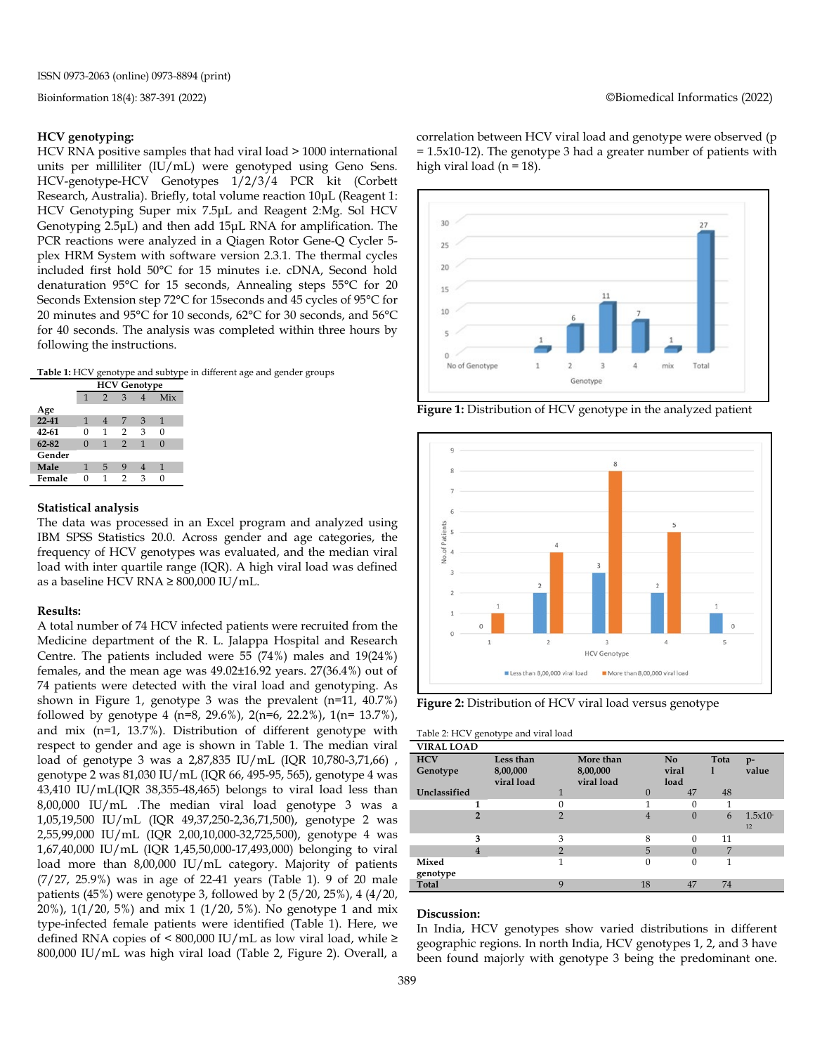### HCV genotyping:

HCV RNA positive samples that had viral load > 1000 international units per milliliter (IU/mL) were genotyped using Geno Sens. HCV-genotype-HCV Genotypes 1/2/3/4 PCR kit (Corbett Research, Australia). Briefly, total volume reaction 10µL (Reagent 1: HCV Genotyping Super mix 7.5µL and Reagent 2:Mg. Sol HCV Genotyping 2.5µL) and then add 15µL RNA for amplification. The PCR reactions were analyzed in a Qiagen Rotor Gene-Q Cycler 5-plex HRM System with software version 2.3.1. The thermal cycles included first hold 50°C for 15 minutes i.e. cDNA, Second hold denaturation 95°C for 15 seconds, Annealing steps 55°C for 20 Seconds Extension step 72°C for 15seconds and 45 cycles of 95°C for 20 minutes and 95°C for 10 seconds, 62°C for 30 seconds, and 56°C for 40 seconds. The analysis was completed within three hours by following the instructions.

**Table 1:** HCV genotype and subtype in different age and gender groups

| | HCV Genotype | | | | |
|---|---|---|---|---|---|
| | 1 | 2 | 3 | 4 | Mix |
| **Age** | | | | | |
| **22-41** | 1 | 4 | 7 | 3 | 1 |
| **42-61** | 0 | 1 | 2 | 3 | 0 |
| **62-82** | 0 | 1 | 2 | 1 | 0 |
| **Gender** | | | | | |
| **Male** | 1 | 5 | 9 | 4 | 1 |
| **Female** | 0 | 1 | 2 | 3 | 0 |

### Statistical analysis

The data was processed in an Excel program and analyzed using IBM SPSS Statistics 20.0. Across gender and age categories, the frequency of HCV genotypes was evaluated, and the median viral load with inter quartile range (IQR). A high viral load was defined as a baseline HCV RNA ≥ 800,000 IU/mL.

### Results:

A total number of 74 HCV infected patients were recruited from the Medicine department of the R. L. Jalappa Hospital and Research Centre. The patients included were 55 (74%) males and 19(24%) females, and the mean age was 49.02±16.92 years. 27(36.4%) out of 74 patients were detected with the viral load and genotyping. As shown in Figure 1, genotype 3 was the prevalent (n=11, 40.7%) followed by genotype 4 (n=8, 29.6%), 2(n=6, 22.2%), 1(n= 13.7%), and mix (n=1, 13.7%). Distribution of different genotype with respect to gender and age is shown in Table 1. The median viral load of genotype 3 was a 2,87,835 IU/mL (IQR 10,780-3,71,66) , genotype 2 was 81,030 IU/mL (IQR 66, 495-95, 565), genotype 4 was 43,410 IU/mL(IQR 38,355-48,465) belongs to viral load less than 8,00,000 IU/mL .The median viral load genotype 3 was a 1,05,19,500 IU/mL (IQR 49,37,250-2,36,71,500), genotype 2 was 2,55,99,000 IU/mL (IQR 2,00,10,000-32,725,500), genotype 4 was 1,67,40,000 IU/mL (IQR 1,45,50,000-17,493,000) belonging to viral load more than 8,00,000 IU/mL category. Majority of patients (7/27, 25.9%) was in age of 22-41 years (Table 1). 9 of 20 male patients (45%) were genotype 3, followed by 2 (5/20, 25%), 4 (4/20, 20%), 1(1/20, 5%) and mix 1 (1/20, 5%). No genotype 1 and mix type-infected female patients were identified (Table 1). Here, we defined RNA copies of < 800,000 IU/mL as low viral load, while ≥ 800,000 IU/mL was high viral load (Table 2, Figure 2). Overall, a correlation between HCV viral load and genotype were observed ($p = 1.5 \times 10^{-12}$). The genotype 3 had a greater number of patients with high viral load (n = 18).

**Figure 1:** Distribution of HCV genotype in the analyzed patient

**Figure 2:** Distribution of HCV viral load versus genotype

Table 2: HCV genotype and viral load

| VIRAL LOAD | | | | | |
|---|---|---|---|---|---|
| **HCV Genotype** | **Less than 8,00,000 viral load** | **More than 8,00,000 viral load** | **No viral load** | **Total** | **p-value** |
| **Unclassified** | 1 | 0 | 47 | 48 | |
| **1** | 0 | 1 | 0 | 1 | |
| **2** | 2 | 4 | 0 | 6 | $1.5 \times 10^{-12}$ |
| **3** | 3 | 8 | 0 | 11 | |
| **4** | 2 | 5 | 0 | 7 | |
| **Mixed genotype** | 1 | 0 | 0 | 1 | |
| **Total** | 9 | 18 | 47 | 74 | |

### Discussion:

In India, HCV genotypes show varied distributions in different geographic regions. In north India, HCV genotypes 1, 2, and 3 have been found majorly with genotype 3 being the predominant one.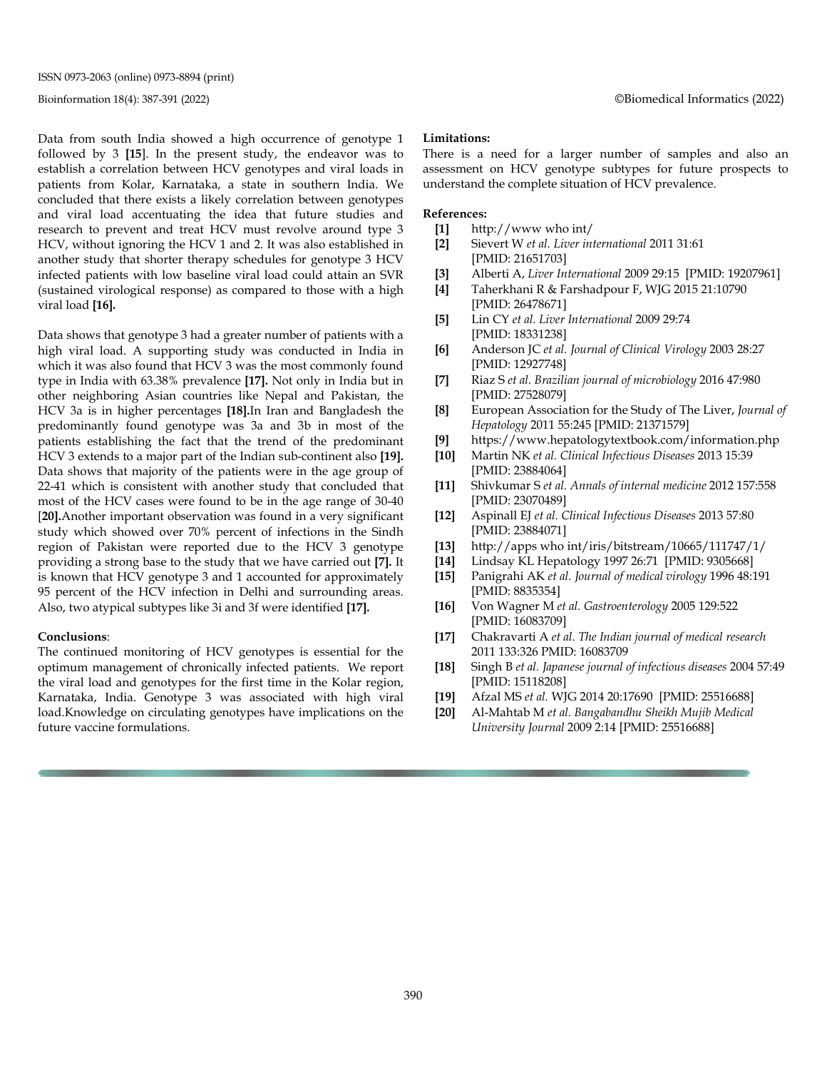Data from south India showed a high occurrence of genotype 1 followed by 3 **[15]**. In the present study, the endeavor was to establish a correlation between HCV genotypes and viral loads in patients from Kolar, Karnataka, a state in southern India. We concluded that there exists a likely correlation between genotypes and viral load accentuating the idea that future studies and research to prevent and treat HCV must revolve around type 3 HCV, without ignoring the HCV 1 and 2. It was also established in another study that shorter therapy schedules for genotype 3 HCV infected patients with low baseline viral load could attain an SVR (sustained virological response) as compared to those with a high viral load **[16].**

Data shows that genotype 3 had a greater number of patients with a high viral load. A supporting study was conducted in India in which it was also found that HCV 3 was the most commonly found type in India with 63.38% prevalence **[17].** Not only in India but in other neighboring Asian countries like Nepal and Pakistan, the HCV 3a is in higher percentages **[18].**In Iran and Bangladesh the predominantly found genotype was 3a and 3b in most of the patients establishing the fact that the trend of the predominant HCV 3 extends to a major part of the Indian sub-continent also **[19].** Data shows that majority of the patients were in the age group of 22-41 which is consistent with another study that concluded that most of the HCV cases were found to be in the age range of 30-40 [**20].**Another important observation was found in a very significant study which showed over 70% percent of infections in the Sindh region of Pakistan were reported due to the HCV 3 genotype providing a strong base to the study that we have carried out **[7].** It is known that HCV genotype 3 and 1 accounted for approximately 95 percent of the HCV infection in Delhi and surrounding areas. Also, two atypical subtypes like 3i and 3f were identified **[17].**

## Conclusions:

The continued monitoring of HCV genotypes is essential for the optimum management of chronically infected patients. We report the viral load and genotypes for the first time in the Kolar region, Karnataka, India. Genotype 3 was associated with high viral load.Knowledge on circulating genotypes have implications on the future vaccine formulations.

## Limitations:

There is a need for a larger number of samples and also an assessment on HCV genotype subtypes for future prospects to understand the complete situation of HCV prevalence.

## References:

- **[1]** http://www who int/
- **[2]** Sievert W *et al. Liver international* 2011 31:61 [PMID: 21651703]
- **[3]** Alberti A, *Liver International* 2009 29:15 [PMID: 19207961]
- **[4]** Taherkhani R & Farshadpour F, WJG 2015 21:10790 [PMID: 26478671]
- **[5]** Lin CY *et al. Liver International* 2009 29:74 [PMID: 18331238]
- **[6]** Anderson JC *et al. Journal of Clinical Virology* 2003 28:27 [PMID: 12927748]
- **[7]** Riaz S *et al. Brazilian journal of microbiology* 2016 47:980 [PMID: 27528079]
- **[8]** European Association for the Study of The Liver, *Journal of Hepatology* 2011 55:245 [PMID: 21371579]
- **[9]** https://www.hepatologytextbook.com/information.php
- **[10]** Martin NK *et al. Clinical Infectious Diseases* 2013 15:39 [PMID: 23884064]
- **[11]** Shivkumar S *et al. Annals of internal medicine* 2012 157:558 [PMID: 23070489]
- **[12]** Aspinall EJ *et al. Clinical Infectious Diseases* 2013 57:80 [PMID: 23884071]
- **[13]** http://apps who int/iris/bitstream/10665/111747/1/
- **[14]** Lindsay KL Hepatology 1997 26:71 [PMID: 9305668]
- **[15]** Panigrahi AK *et al. Journal of medical virology* 1996 48:191 [PMID: 8835354]
- **[16]** Von Wagner M *et al. Gastroenterology* 2005 129:522 [PMID: 16083709]
- **[17]** Chakravarti A *et al. The Indian journal of medical research* 2011 133:326 PMID: 16083709
- **[18]** Singh B *et al. Japanese journal of infectious diseases* 2004 57:49 [PMID: 15118208]
- **[19]** Afzal MS *et al.* WJG 2014 20:17690 [PMID: 25516688]
- **[20]** Al-Mahtab M *et al. Bangabandhu Sheikh Mujib Medical University Journal* 2009 2:14 [PMID: 25516688]